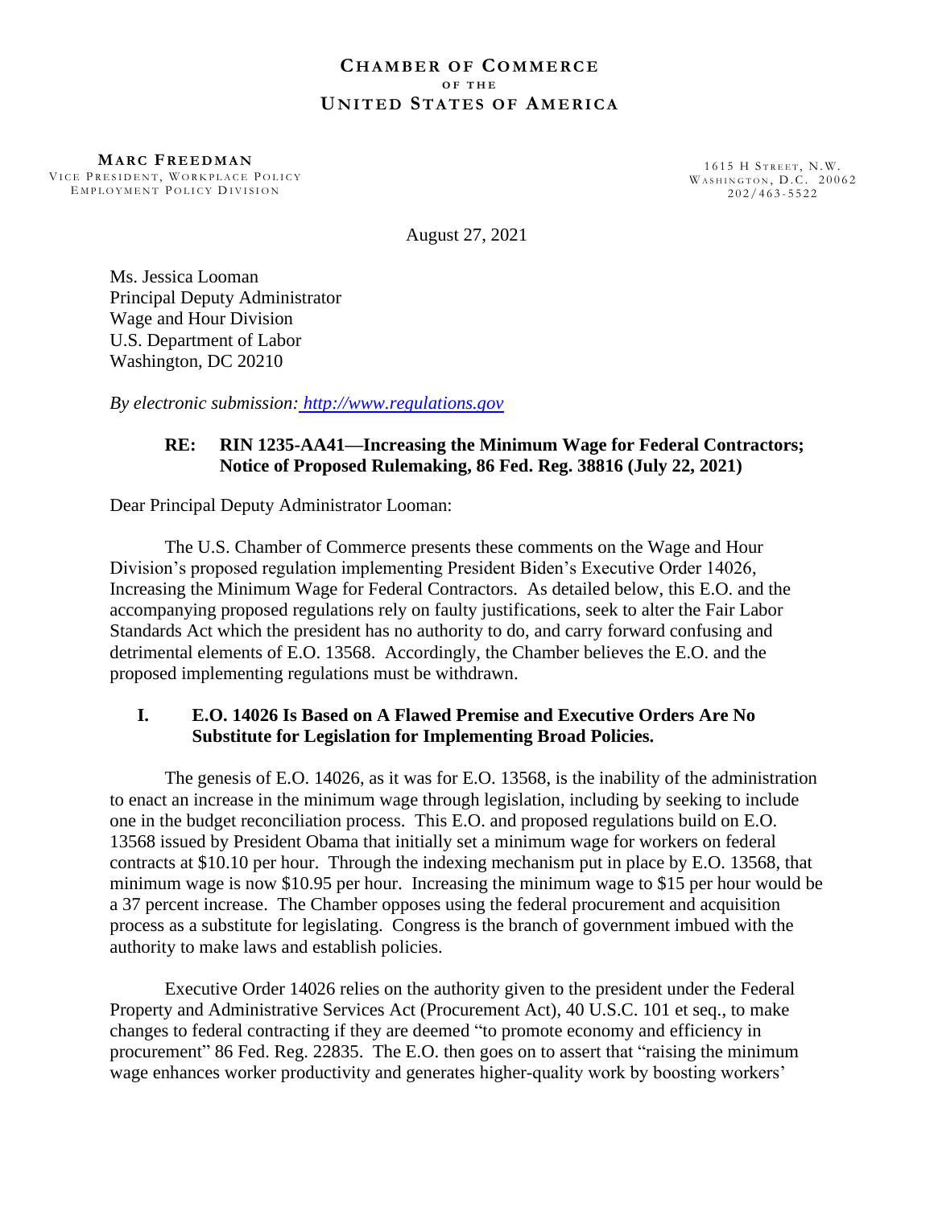**CHAMBER OF COMMERCE**
**OF THE**
**UNITED STATES OF AMERICA**

**MARC FREEDMAN**
VICE PRESIDENT, WORKPLACE POLICY
EMPLOYMENT POLICY DIVISION

1615 H STREET, N.W.
WASHINGTON, D.C. 20062
202/463-5522

August 27, 2021

Ms. Jessica Looman
Principal Deputy Administrator
Wage and Hour Division
U.S. Department of Labor
Washington, DC 20210

*By electronic submission: http://www.regulations.gov*

**RE: RIN 1235-AA41—Increasing the Minimum Wage for Federal Contractors; Notice of Proposed Rulemaking, 86 Fed. Reg. 38816 (July 22, 2021)**

Dear Principal Deputy Administrator Looman:

The U.S. Chamber of Commerce presents these comments on the Wage and Hour Division's proposed regulation implementing President Biden's Executive Order 14026, Increasing the Minimum Wage for Federal Contractors. As detailed below, this E.O. and the accompanying proposed regulations rely on faulty justifications, seek to alter the Fair Labor Standards Act which the president has no authority to do, and carry forward confusing and detrimental elements of E.O. 13568. Accordingly, the Chamber believes the E.O. and the proposed implementing regulations must be withdrawn.

## I. E.O. 14026 Is Based on A Flawed Premise and Executive Orders Are No Substitute for Legislation for Implementing Broad Policies.

The genesis of E.O. 14026, as it was for E.O. 13568, is the inability of the administration to enact an increase in the minimum wage through legislation, including by seeking to include one in the budget reconciliation process. This E.O. and proposed regulations build on E.O. 13568 issued by President Obama that initially set a minimum wage for workers on federal contracts at $10.10 per hour. Through the indexing mechanism put in place by E.O. 13568, that minimum wage is now $10.95 per hour. Increasing the minimum wage to $15 per hour would be a 37 percent increase. The Chamber opposes using the federal procurement and acquisition process as a substitute for legislating. Congress is the branch of government imbued with the authority to make laws and establish policies.

Executive Order 14026 relies on the authority given to the president under the Federal Property and Administrative Services Act (Procurement Act), 40 U.S.C. 101 et seq., to make changes to federal contracting if they are deemed "to promote economy and efficiency in procurement" 86 Fed. Reg. 22835. The E.O. then goes on to assert that "raising the minimum wage enhances worker productivity and generates higher-quality work by boosting workers'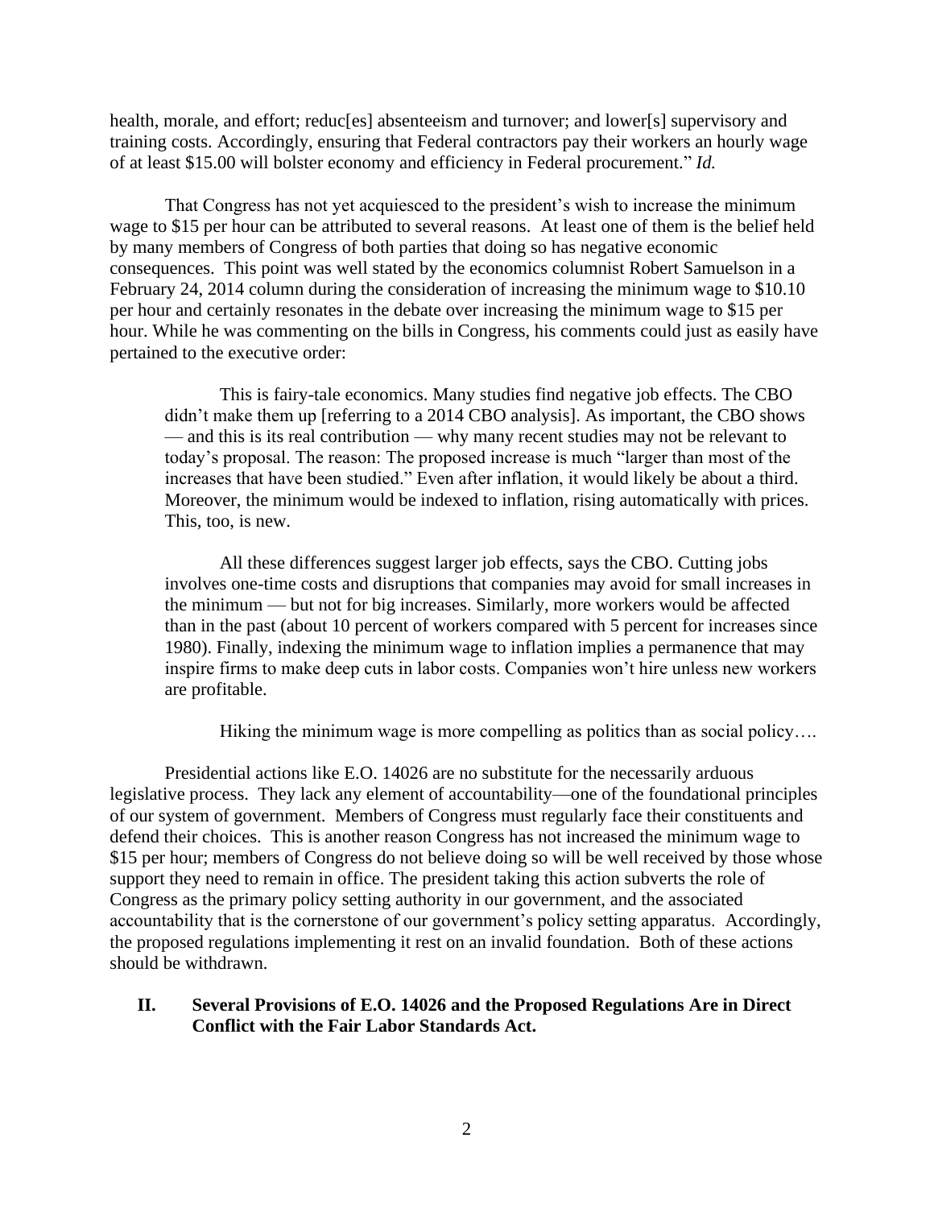health, morale, and effort; reduc[es] absenteeism and turnover; and lower[s] supervisory and training costs. Accordingly, ensuring that Federal contractors pay their workers an hourly wage of at least $15.00 will bolster economy and efficiency in Federal procurement." *Id.*

That Congress has not yet acquiesced to the president's wish to increase the minimum wage to $15 per hour can be attributed to several reasons. At least one of them is the belief held by many members of Congress of both parties that doing so has negative economic consequences. This point was well stated by the economics columnist Robert Samuelson in a February 24, 2014 column during the consideration of increasing the minimum wage to $10.10 per hour and certainly resonates in the debate over increasing the minimum wage to $15 per hour. While he was commenting on the bills in Congress, his comments could just as easily have pertained to the executive order:

> This is fairy-tale economics. Many studies find negative job effects. The CBO didn't make them up [referring to a 2014 CBO analysis]. As important, the CBO shows — and this is its real contribution — why many recent studies may not be relevant to today's proposal. The reason: The proposed increase is much "larger than most of the increases that have been studied." Even after inflation, it would likely be about a third. Moreover, the minimum would be indexed to inflation, rising automatically with prices. This, too, is new.
>
> All these differences suggest larger job effects, says the CBO. Cutting jobs involves one-time costs and disruptions that companies may avoid for small increases in the minimum — but not for big increases. Similarly, more workers would be affected than in the past (about 10 percent of workers compared with 5 percent for increases since 1980). Finally, indexing the minimum wage to inflation implies a permanence that may inspire firms to make deep cuts in labor costs. Companies won't hire unless new workers are profitable.
>
> Hiking the minimum wage is more compelling as politics than as social policy….

Presidential actions like E.O. 14026 are no substitute for the necessarily arduous legislative process. They lack any element of accountability—one of the foundational principles of our system of government. Members of Congress must regularly face their constituents and defend their choices. This is another reason Congress has not increased the minimum wage to $15 per hour; members of Congress do not believe doing so will be well received by those whose support they need to remain in office. The president taking this action subverts the role of Congress as the primary policy setting authority in our government, and the associated accountability that is the cornerstone of our government's policy setting apparatus. Accordingly, the proposed regulations implementing it rest on an invalid foundation. Both of these actions should be withdrawn.

## II. Several Provisions of E.O. 14026 and the Proposed Regulations Are in Direct Conflict with the Fair Labor Standards Act.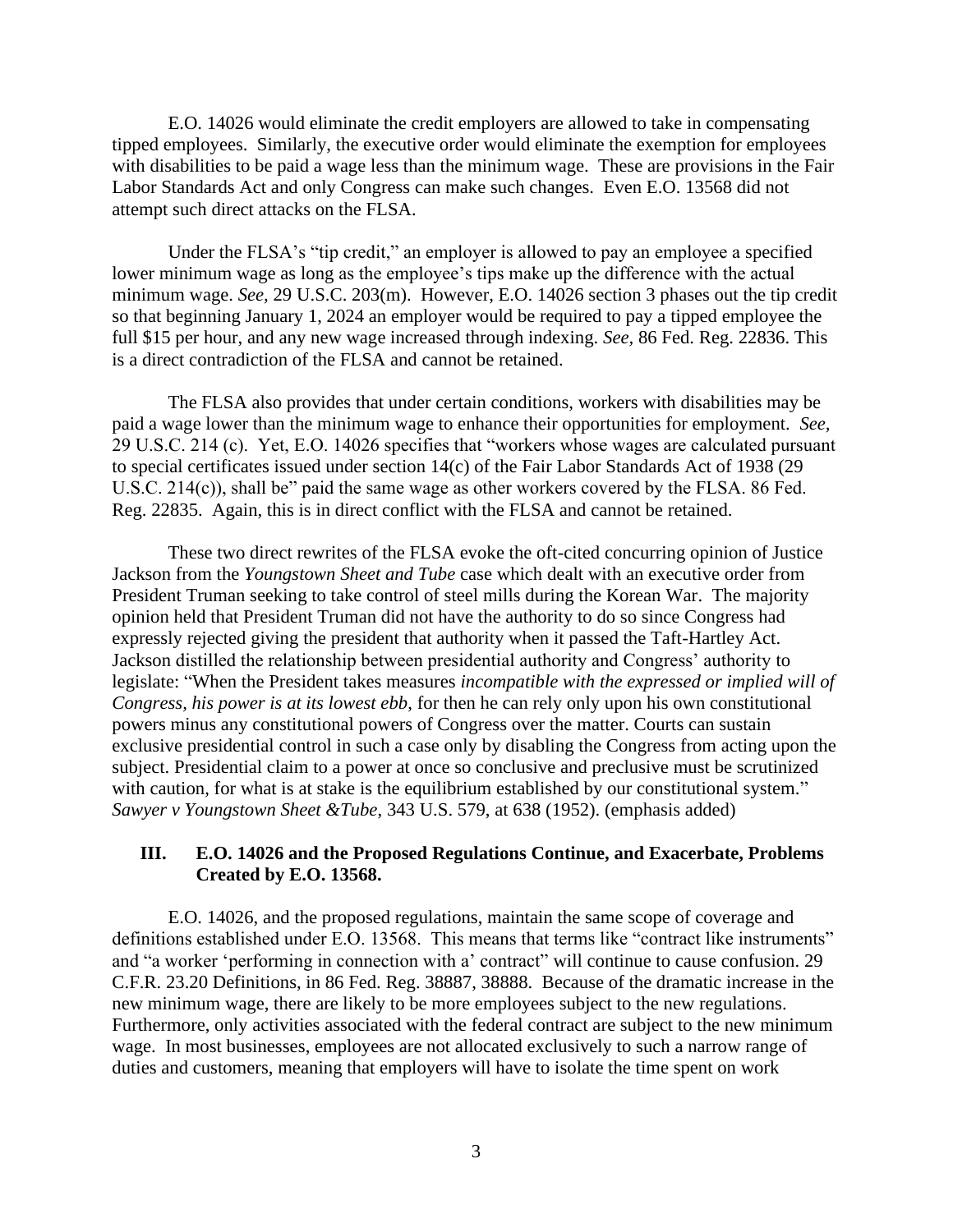E.O. 14026 would eliminate the credit employers are allowed to take in compensating tipped employees. Similarly, the executive order would eliminate the exemption for employees with disabilities to be paid a wage less than the minimum wage. These are provisions in the Fair Labor Standards Act and only Congress can make such changes. Even E.O. 13568 did not attempt such direct attacks on the FLSA.

Under the FLSA's "tip credit," an employer is allowed to pay an employee a specified lower minimum wage as long as the employee's tips make up the difference with the actual minimum wage. *See,* 29 U.S.C. 203(m). However, E.O. 14026 section 3 phases out the tip credit so that beginning January 1, 2024 an employer would be required to pay a tipped employee the full $15 per hour, and any new wage increased through indexing. *See,* 86 Fed. Reg. 22836. This is a direct contradiction of the FLSA and cannot be retained.

The FLSA also provides that under certain conditions, workers with disabilities may be paid a wage lower than the minimum wage to enhance their opportunities for employment. *See,* 29 U.S.C. 214 (c). Yet, E.O. 14026 specifies that "workers whose wages are calculated pursuant to special certificates issued under section 14(c) of the Fair Labor Standards Act of 1938 (29 U.S.C. 214(c)), shall be" paid the same wage as other workers covered by the FLSA. 86 Fed. Reg. 22835. Again, this is in direct conflict with the FLSA and cannot be retained.

These two direct rewrites of the FLSA evoke the oft-cited concurring opinion of Justice Jackson from the *Youngstown Sheet and Tube* case which dealt with an executive order from President Truman seeking to take control of steel mills during the Korean War. The majority opinion held that President Truman did not have the authority to do so since Congress had expressly rejected giving the president that authority when it passed the Taft-Hartley Act. Jackson distilled the relationship between presidential authority and Congress' authority to legislate: "When the President takes measures *incompatible with the expressed or implied will of Congress, his power is at its lowest ebb*, for then he can rely only upon his own constitutional powers minus any constitutional powers of Congress over the matter. Courts can sustain exclusive presidential control in such a case only by disabling the Congress from acting upon the subject. Presidential claim to a power at once so conclusive and preclusive must be scrutinized with caution, for what is at stake is the equilibrium established by our constitutional system." *Sawyer v Youngstown Sheet &Tube*, 343 U.S. 579, at 638 (1952). (emphasis added)

## III. E.O. 14026 and the Proposed Regulations Continue, and Exacerbate, Problems Created by E.O. 13568.

E.O. 14026, and the proposed regulations, maintain the same scope of coverage and definitions established under E.O. 13568. This means that terms like "contract like instruments" and "a worker 'performing in connection with a' contract" will continue to cause confusion. 29 C.F.R. 23.20 Definitions, in 86 Fed. Reg. 38887, 38888. Because of the dramatic increase in the new minimum wage, there are likely to be more employees subject to the new regulations. Furthermore, only activities associated with the federal contract are subject to the new minimum wage. In most businesses, employees are not allocated exclusively to such a narrow range of duties and customers, meaning that employers will have to isolate the time spent on work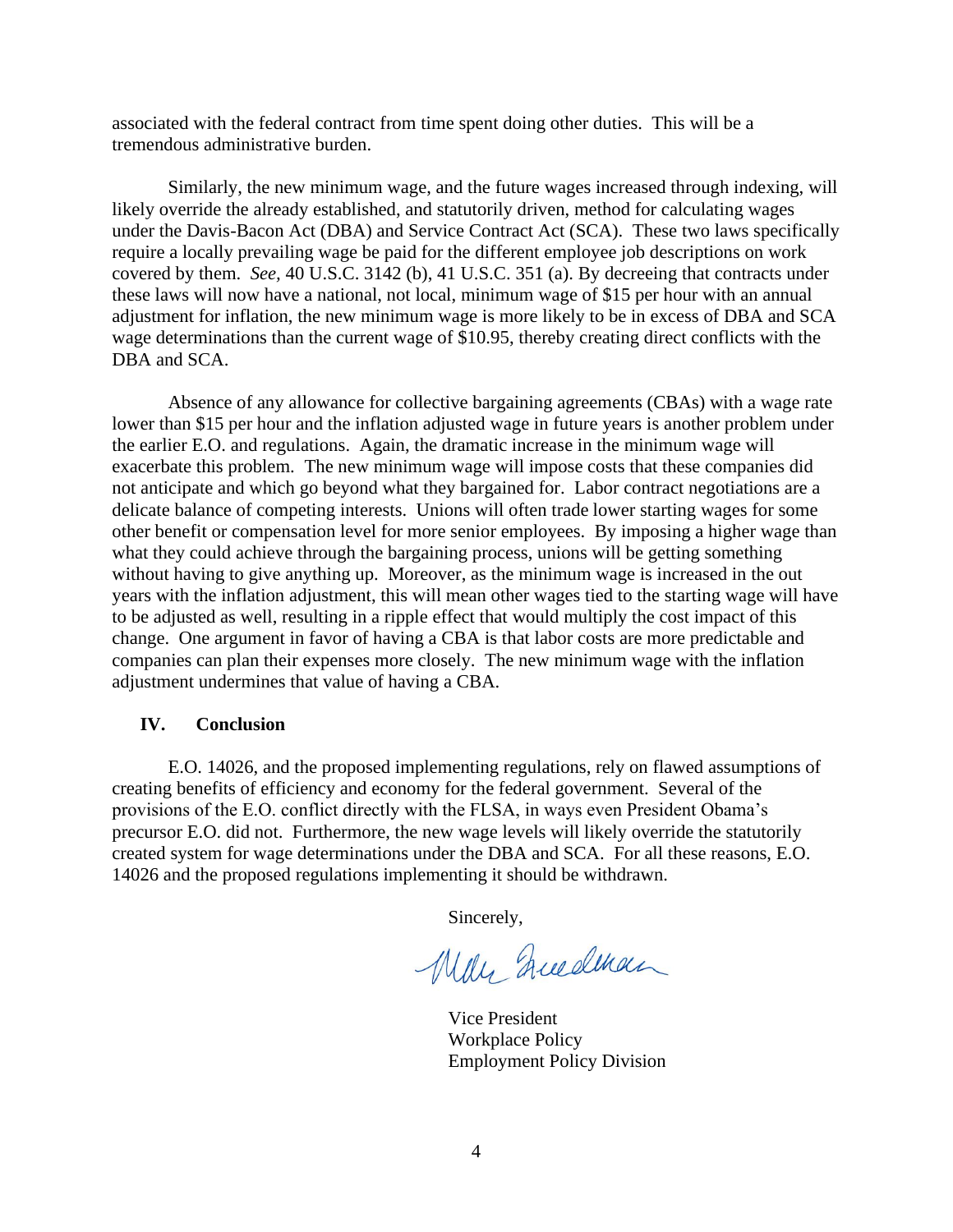associated with the federal contract from time spent doing other duties. This will be a tremendous administrative burden.

Similarly, the new minimum wage, and the future wages increased through indexing, will likely override the already established, and statutorily driven, method for calculating wages under the Davis-Bacon Act (DBA) and Service Contract Act (SCA). These two laws specifically require a locally prevailing wage be paid for the different employee job descriptions on work covered by them. *See*, 40 U.S.C. 3142 (b), 41 U.S.C. 351 (a). By decreeing that contracts under these laws will now have a national, not local, minimum wage of $15 per hour with an annual adjustment for inflation, the new minimum wage is more likely to be in excess of DBA and SCA wage determinations than the current wage of $10.95, thereby creating direct conflicts with the DBA and SCA.

Absence of any allowance for collective bargaining agreements (CBAs) with a wage rate lower than $15 per hour and the inflation adjusted wage in future years is another problem under the earlier E.O. and regulations. Again, the dramatic increase in the minimum wage will exacerbate this problem. The new minimum wage will impose costs that these companies did not anticipate and which go beyond what they bargained for. Labor contract negotiations are a delicate balance of competing interests. Unions will often trade lower starting wages for some other benefit or compensation level for more senior employees. By imposing a higher wage than what they could achieve through the bargaining process, unions will be getting something without having to give anything up. Moreover, as the minimum wage is increased in the out years with the inflation adjustment, this will mean other wages tied to the starting wage will have to be adjusted as well, resulting in a ripple effect that would multiply the cost impact of this change. One argument in favor of having a CBA is that labor costs are more predictable and companies can plan their expenses more closely. The new minimum wage with the inflation adjustment undermines that value of having a CBA.

## IV. Conclusion

E.O. 14026, and the proposed implementing regulations, rely on flawed assumptions of creating benefits of efficiency and economy for the federal government. Several of the provisions of the E.O. conflict directly with the FLSA, in ways even President Obama's precursor E.O. did not. Furthermore, the new wage levels will likely override the statutorily created system for wage determinations under the DBA and SCA. For all these reasons, E.O. 14026 and the proposed regulations implementing it should be withdrawn.

Sincerely,

Marc Freedman

Vice President
Workplace Policy
Employment Policy Division